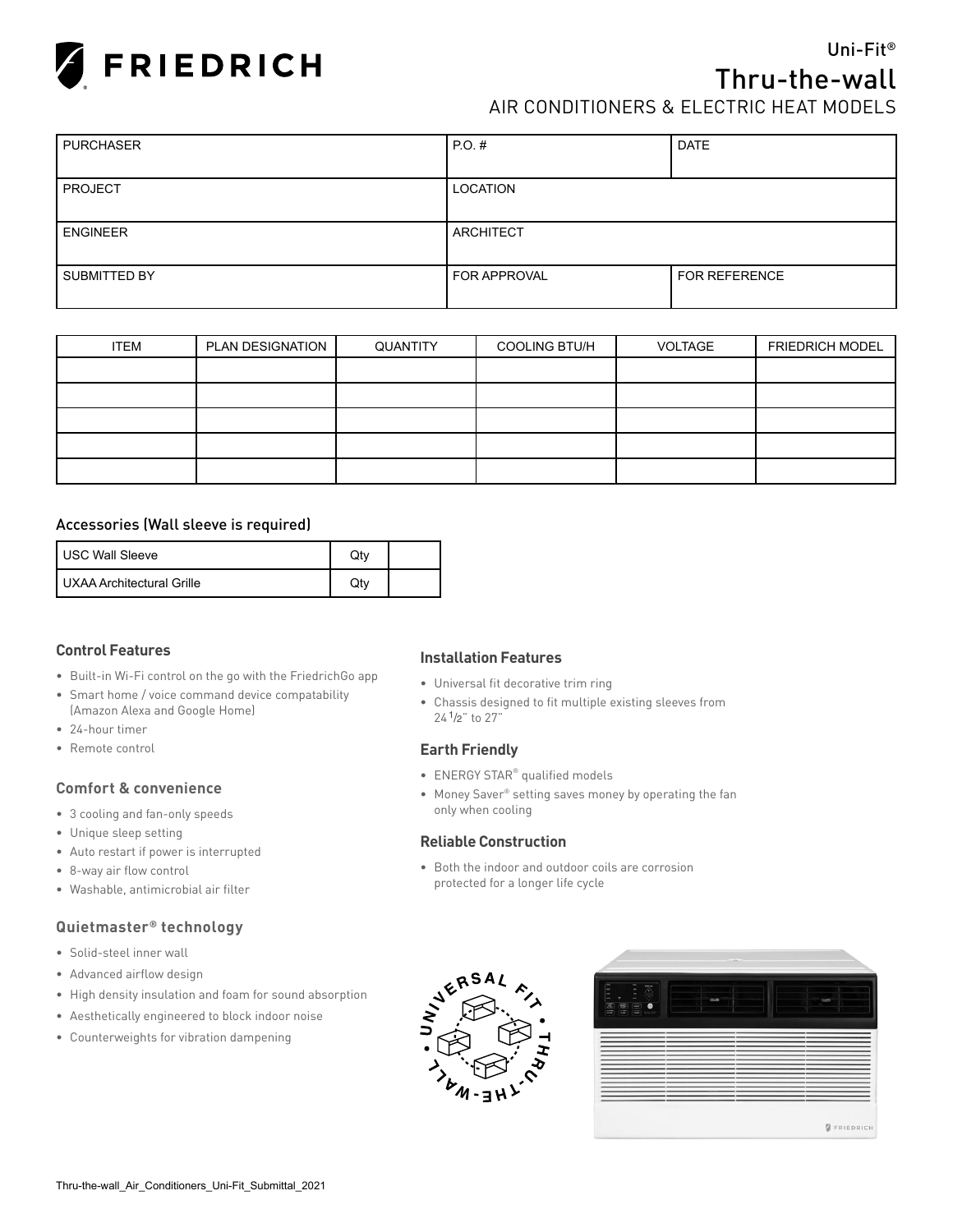# FRIEDRICH

## Uni-Fit®
## Thru-the-wall
### AIR CONDITIONERS & ELECTRIC HEAT MODELS

| PURCHASER | P.O. # | DATE |
|---|---|---|
| PROJECT | LOCATION | |
| ENGINEER | ARCHITECT | |
| SUBMITTED BY | FOR APPROVAL | FOR REFERENCE |

| ITEM | PLAN DESIGNATION | QUANTITY | COOLING BTU/H | VOLTAGE | FRIEDRICH MODEL |
|---|---|---|---|---|---|
| | | | | | |
| | | | | | |
| | | | | | |
| | | | | | |
| | | | | | |

### Accessories (Wall sleeve is required)

| USC Wall Sleeve | Qty | |
|---|---|---|
| UXAA Architectural Grille | Qty | |

#### Control Features

- Built-in Wi-Fi control on the go with the FriedrichGo app
- Smart home / voice command device compatability (Amazon Alexa and Google Home)
- 24-hour timer
- Remote control

#### Comfort & convenience

- 3 cooling and fan-only speeds
- Unique sleep setting
- Auto restart if power is interrupted
- 8-way air flow control
- Washable, antimicrobial air filter

#### Quietmaster® technology

- Solid-steel inner wall
- Advanced airflow design
- High density insulation and foam for sound absorption
- Aesthetically engineered to block indoor noise
- Counterweights for vibration dampening

#### Installation Features

- Universal fit decorative trim ring
- Chassis designed to fit multiple existing sleeves from 24 1/2" to 27"

#### Earth Friendly

- ENERGY STAR® qualified models
- Money Saver® setting saves money by operating the fan only when cooling

#### Reliable Construction

- Both the indoor and outdoor coils are corrosion protected for a longer life cycle

UNIVERSAL FIT • THRU-THE-WALL •

Thru-the-wall_Air_Conditioners_Uni-Fit_Submittal_2021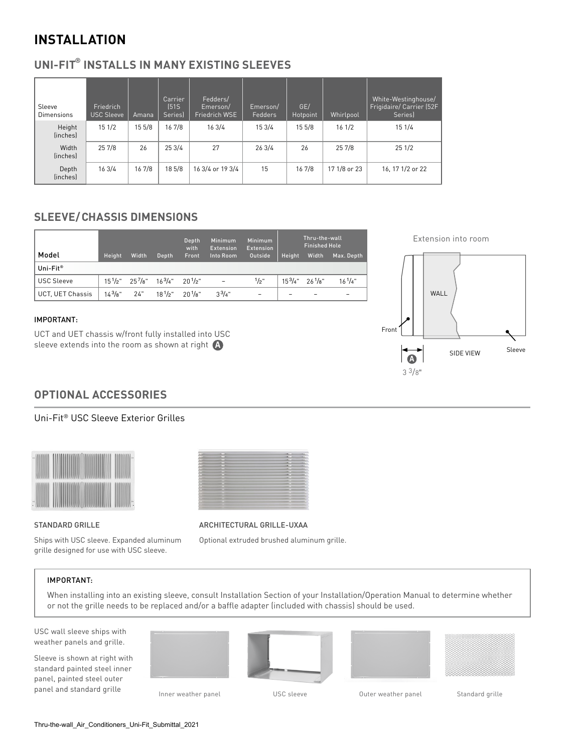# INSTALLATION

## UNI-FIT® INSTALLS IN MANY EXISTING SLEEVES

| Sleeve Dimensions | Friedrich USC Sleeve | Amana | Carrier (51S Series) | Fedders/ Emerson/ Friedrich WSE | Emerson/ Fedders | GE/ Hotpoint | Whirlpool | White-Westinghouse/ Frigidaire/ Carrier (52F Series) |
|---|---|---|---|---|---|---|---|---|
| Height (inches) | 15 1/2 | 15 5/8 | 16 7/8 | 16 3/4 | 15 3/4 | 15 5/8 | 16 1/2 | 15 1/4 |
| Width (inches) | 25 7/8 | 26 | 25 3/4 | 27 | 26 3/4 | 26 | 25 7/8 | 25 1/2 |
| Depth (inches) | 16 3/4 | 16 7/8 | 18 5/8 | 16 3/4 or 19 3/4 | 15 | 16 7/8 | 17 1/8 or 23 | 16, 17 1/2 or 22 |

## SLEEVE/CHASSIS DIMENSIONS

| Model | Height | Width | Depth | Depth with Front | Minimum Extension Into Room | Minimum Extension Outside | Thru-the-wall Finished Hole | | |
|---|---|---|---|---|---|---|---|---|---|
| | | | | | | | Height | Width | Max. Depth |
| Uni-Fit® | | | | | | | | | |
| USC Sleeve | 15 1/2" | 25 7/8" | 16 3/4" | 20 1/2" | – | 1/2" | 15 3/4" | 26 1/8" | 16 1/4" |
| UCT, UET Chassis | 14 3/8" | 24" | 18 1/2" | 20 1/8" | 3 3/4" | – | – | – | – |

IMPORTANT:

UCT and UET chassis w/front fully installed into USC sleeve extends into the room as shown at right **A**

Extension into room

WALL

Front

SIDE VIEW

Sleeve

**A**

3 3/8"

## OPTIONAL ACCESSORIES

Uni-Fit® USC Sleeve Exterior Grilles

STANDARD GRILLE

Ships with USC sleeve. Expanded aluminum grille designed for use with USC sleeve.

ARCHITECTURAL GRILLE-UXAA

Optional extruded brushed aluminum grille.

IMPORTANT:

When installing into an existing sleeve, consult Installation Section of your Installation/Operation Manual to determine whether or not the grille needs to be replaced and/or a baffle adapter (included with chassis) should be used.

USC wall sleeve ships with weather panels and grille.

Sleeve is shown at right with standard painted steel inner panel, painted steel outer panel and standard grille

Inner weather panel

USC sleeve

Outer weather panel

Standard grille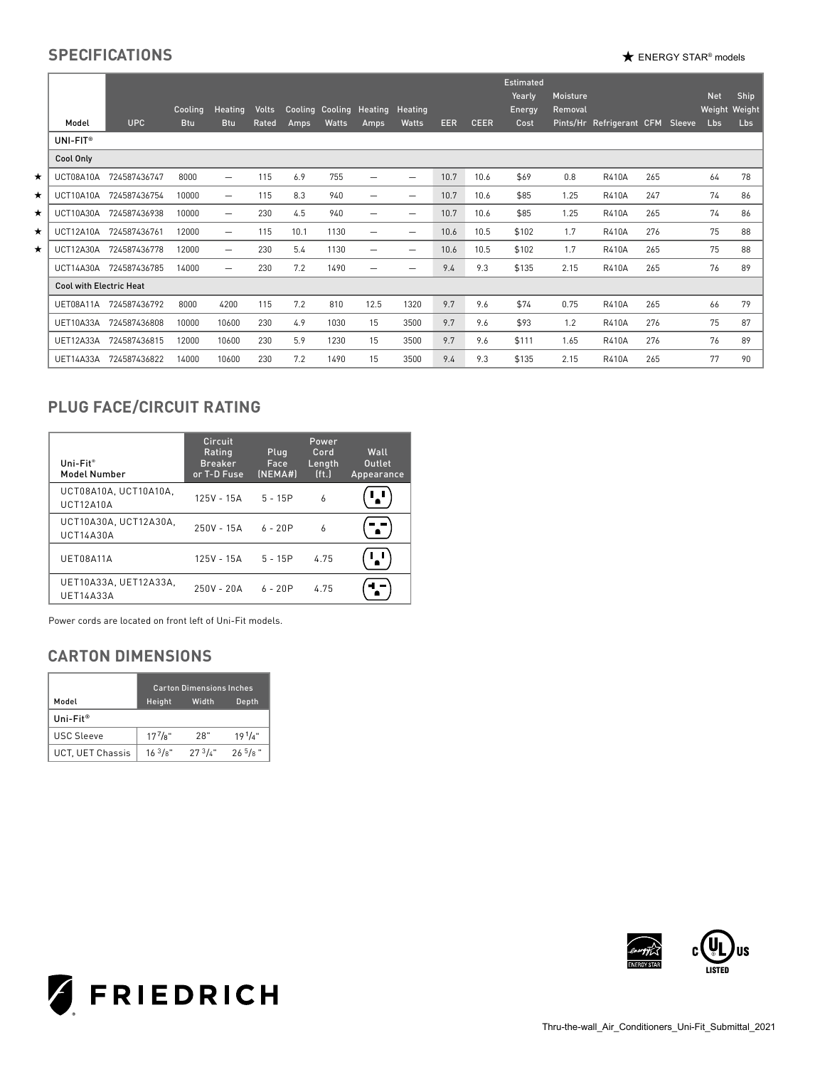## SPECIFICATIONS

★ ENERGY STAR® models

| | Model | UPC | Cooling Btu | Heating Btu | Volts Rated | Cooling Amps | Cooling Watts | Heating Amps | Heating Watts | EER | CEER | Estimated Yearly Energy Cost | Moisture Removal Pints/Hr | Refrigerant | CFM | Sleeve | Net Weight Lbs | Ship Weight Lbs |
|---|---|---|---|---|---|---|---|---|---|---|---|---|---|---|---|---|---|---|
| | UNI-FIT® | | | | | | | | | | | | | | | | | |
| | Cool Only | | | | | | | | | | | | | | | | | |
| ★ | UCT08A10A | 724587436747 | 8000 | — | 115 | 6.9 | 755 | — | — | 10.7 | 10.6 | $69 | 0.8 | R410A | 265 | | 64 | 78 |
| ★ | UCT10A10A | 724587436754 | 10000 | — | 115 | 8.3 | 940 | — | — | 10.7 | 10.6 | $85 | 1.25 | R410A | 247 | | 74 | 86 |
| ★ | UCT10A30A | 724587436938 | 10000 | — | 230 | 4.5 | 940 | — | — | 10.7 | 10.6 | $85 | 1.25 | R410A | 265 | | 74 | 86 |
| ★ | UCT12A10A | 724587436761 | 12000 | — | 115 | 10.1 | 1130 | — | — | 10.6 | 10.5 | $102 | 1.7 | R410A | 276 | | 75 | 88 |
| ★ | UCT12A30A | 724587436778 | 12000 | — | 230 | 5.4 | 1130 | — | — | 10.6 | 10.5 | $102 | 1.7 | R410A | 265 | | 75 | 88 |
| | UCT14A30A | 724587436785 | 14000 | — | 230 | 7.2 | 1490 | — | — | 9.4 | 9.3 | $135 | 2.15 | R410A | 265 | | 76 | 89 |
| | Cool with Electric Heat | | | | | | | | | | | | | | | | | |
| | UET08A11A | 724587436792 | 8000 | 4200 | 115 | 7.2 | 810 | 12.5 | 1320 | 9.7 | 9.6 | $74 | 0.75 | R410A | 265 | | 66 | 79 |
| | UET10A33A | 724587436808 | 10000 | 10600 | 230 | 4.9 | 1030 | 15 | 3500 | 9.7 | 9.6 | $93 | 1.2 | R410A | 276 | | 75 | 87 |
| | UET12A33A | 724587436815 | 12000 | 10600 | 230 | 5.9 | 1230 | 15 | 3500 | 9.7 | 9.6 | $111 | 1.65 | R410A | 276 | | 76 | 89 |
| | UET14A33A | 724587436822 | 14000 | 10600 | 230 | 7.2 | 1490 | 15 | 3500 | 9.4 | 9.3 | $135 | 2.15 | R410A | 265 | | 77 | 90 |

## PLUG FACE/CIRCUIT RATING

| Uni-Fit® Model Number | Circuit Rating Breaker or T-D Fuse | Plug Face (NEMA#) | Power Cord Length (ft.) | Wall Outlet Appearance |
|---|---|---|---|---|
| UCT08A10A, UCT10A10A, UCT12A10A | 125V - 15A | 5 - 15P | 6 | |
| UCT10A30A, UCT12A30A, UCT14A30A | 250V - 15A | 6 - 20P | 6 | |
| UET08A11A | 125V - 15A | 5 - 15P | 4.75 | |
| UET10A33A, UET12A33A, UET14A33A | 250V - 20A | 6 - 20P | 4.75 | |

Power cords are located on front left of Uni-Fit models.

## CARTON DIMENSIONS

| Model | Carton Dimensions Inches Height | Width | Depth |
|---|---|---|---|
| Uni-Fit® | | | |
| USC Sleeve | 17 7/8" | 28" | 19 1/4" |
| UCT, UET Chassis | 16 3/8" | 27 3/4" | 26 5/8" |

FRIEDRICH

Thru-the-wall_Air_Conditioners_Uni-Fit_Submittal_2021